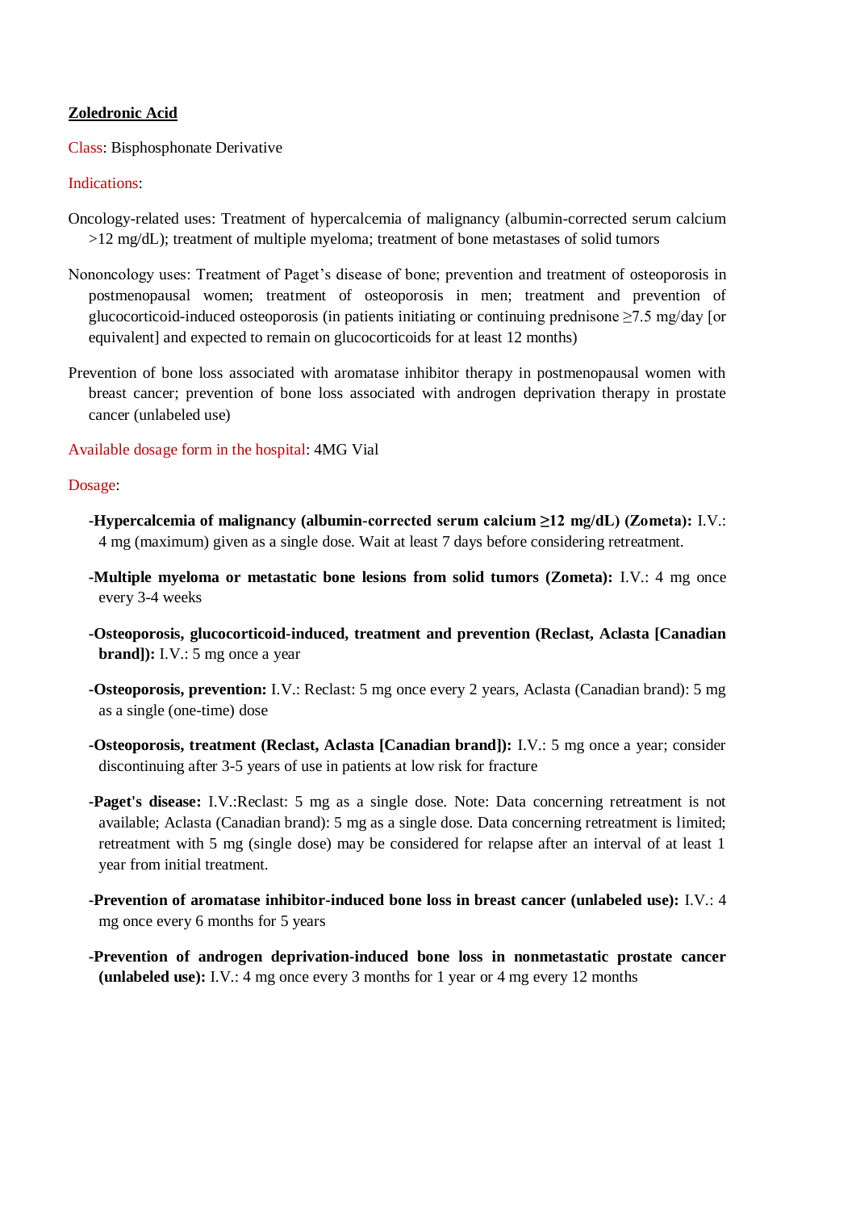**<u>Zoledronic Acid</u>**

Class: Bisphosphonate Derivative

Indications:

Oncology-related uses: Treatment of hypercalcemia of malignancy (albumin-corrected serum calcium >12 mg/dL); treatment of multiple myeloma; treatment of bone metastases of solid tumors

Nononcology uses: Treatment of Paget's disease of bone; prevention and treatment of osteoporosis in postmenopausal women; treatment of osteoporosis in men; treatment and prevention of glucocorticoid-induced osteoporosis (in patients initiating or continuing prednisone ≥7.5 mg/day [or equivalent] and expected to remain on glucocorticoids for at least 12 months)

Prevention of bone loss associated with aromatase inhibitor therapy in postmenopausal women with breast cancer; prevention of bone loss associated with androgen deprivation therapy in prostate cancer (unlabeled use)

Available dosage form in the hospital: 4MG Vial

Dosage:

- **Hypercalcemia of malignancy (albumin-corrected serum calcium ≥12 mg/dL) (Zometa):** I.V.: 4 mg (maximum) given as a single dose. Wait at least 7 days before considering retreatment.
- **Multiple myeloma or metastatic bone lesions from solid tumors (Zometa):** I.V.: 4 mg once every 3-4 weeks
- **Osteoporosis, glucocorticoid-induced, treatment and prevention (Reclast, Aclasta [Canadian brand]):** I.V.: 5 mg once a year
- **Osteoporosis, prevention:** I.V.: Reclast: 5 mg once every 2 years, Aclasta (Canadian brand): 5 mg as a single (one-time) dose
- **Osteoporosis, treatment (Reclast, Aclasta [Canadian brand]):** I.V.: 5 mg once a year; consider discontinuing after 3-5 years of use in patients at low risk for fracture
- **Paget's disease:** I.V.:Reclast: 5 mg as a single dose. Note: Data concerning retreatment is not available; Aclasta (Canadian brand): 5 mg as a single dose. Data concerning retreatment is limited; retreatment with 5 mg (single dose) may be considered for relapse after an interval of at least 1 year from initial treatment.
- **Prevention of aromatase inhibitor-induced bone loss in breast cancer (unlabeled use):** I.V.: 4 mg once every 6 months for 5 years
- **Prevention of androgen deprivation-induced bone loss in nonmetastatic prostate cancer (unlabeled use):** I.V.: 4 mg once every 3 months for 1 year or 4 mg every 12 months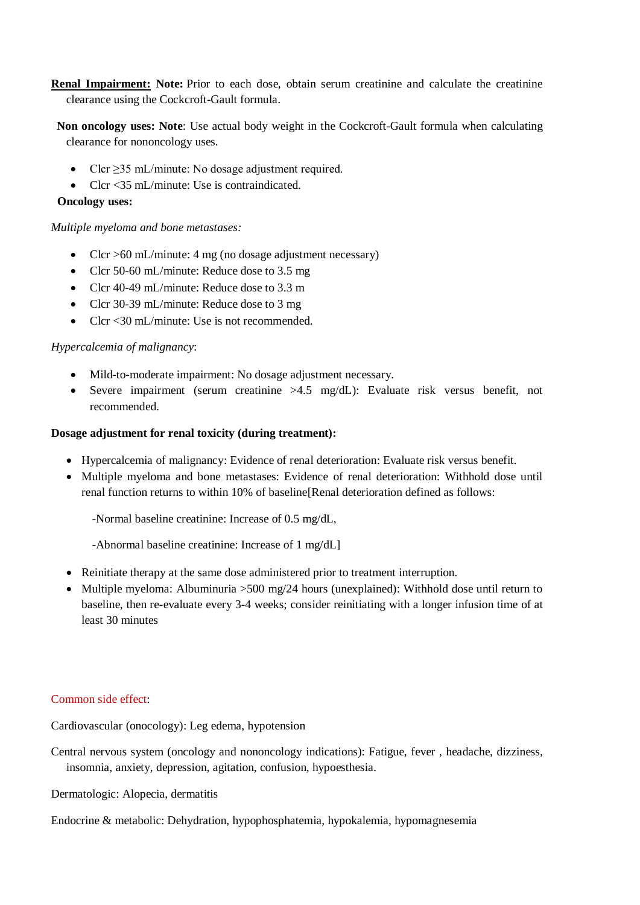**<u>Renal Impairment:</u> Note:** Prior to each dose, obtain serum creatinine and calculate the creatinine clearance using the Cockcroft-Gault formula.

**Non oncology uses: Note**: Use actual body weight in the Cockcroft-Gault formula when calculating clearance for nononcology uses.

- Clcr ≥35 mL/minute: No dosage adjustment required.
- Clcr <35 mL/minute: Use is contraindicated.

**Oncology uses:**

*Multiple myeloma and bone metastases:*

- Clcr >60 mL/minute: 4 mg (no dosage adjustment necessary)
- Clcr 50-60 mL/minute: Reduce dose to 3.5 mg
- Clcr 40-49 mL/minute: Reduce dose to 3.3 m
- Clcr 30-39 mL/minute: Reduce dose to 3 mg
- Clcr <30 mL/minute: Use is not recommended.

*Hypercalcemia of malignancy*:

- Mild-to-moderate impairment: No dosage adjustment necessary.
- Severe impairment (serum creatinine >4.5 mg/dL): Evaluate risk versus benefit, not recommended.

**Dosage adjustment for renal toxicity (during treatment):**

- Hypercalcemia of malignancy: Evidence of renal deterioration: Evaluate risk versus benefit.
- Multiple myeloma and bone metastases: Evidence of renal deterioration: Withhold dose until renal function returns to within 10% of baseline[Renal deterioration defined as follows:

  -Normal baseline creatinine: Increase of 0.5 mg/dL,

  -Abnormal baseline creatinine: Increase of 1 mg/dL]

- Reinitiate therapy at the same dose administered prior to treatment interruption.
- Multiple myeloma: Albuminuria >500 mg/24 hours (unexplained): Withhold dose until return to baseline, then re-evaluate every 3-4 weeks; consider reinitiating with a longer infusion time of at least 30 minutes

Common side effect:

Cardiovascular (onocology): Leg edema, hypotension

Central nervous system (oncology and nononcology indications): Fatigue, fever , headache, dizziness, insomnia, anxiety, depression, agitation, confusion, hypoesthesia.

Dermatologic: Alopecia, dermatitis

Endocrine & metabolic: Dehydration, hypophosphatemia, hypokalemia, hypomagnesemia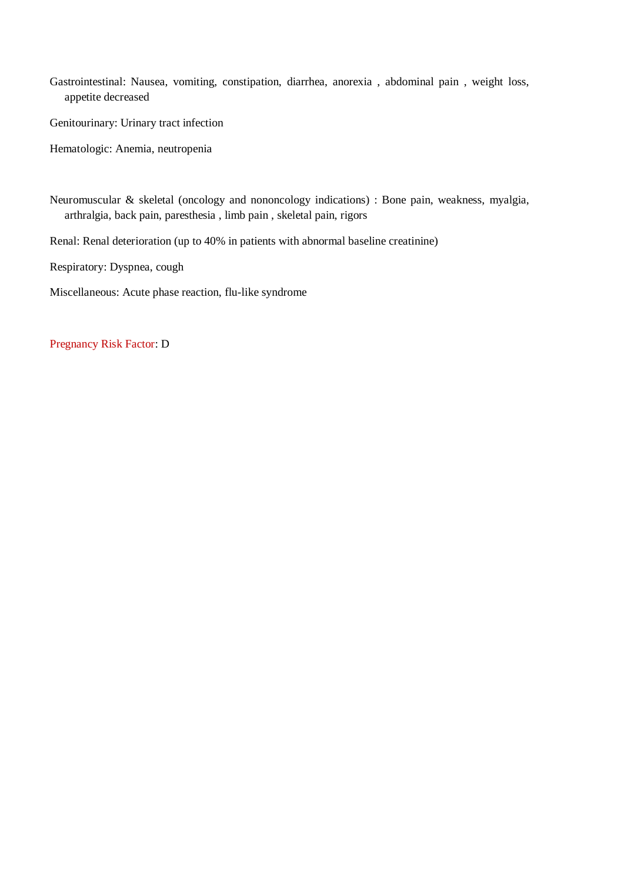Gastrointestinal: Nausea, vomiting, constipation, diarrhea, anorexia , abdominal pain , weight loss, appetite decreased

Genitourinary: Urinary tract infection

Hematologic: Anemia, neutropenia

Neuromuscular & skeletal (oncology and nononcology indications) : Bone pain, weakness, myalgia, arthralgia, back pain, paresthesia , limb pain , skeletal pain, rigors

Renal: Renal deterioration (up to 40% in patients with abnormal baseline creatinine)

Respiratory: Dyspnea, cough

Miscellaneous: Acute phase reaction, flu-like syndrome

Pregnancy Risk Factor: D